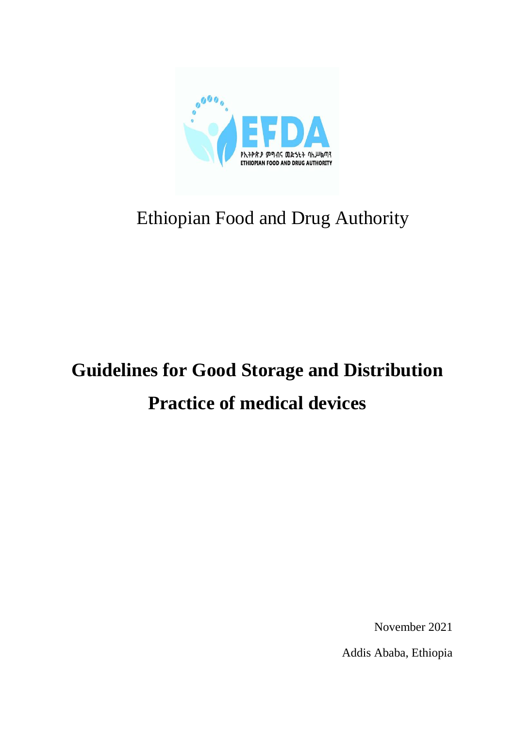Ethiopian Food and Drug Authority

# Guidelines for Good Storage and Distribution Practice of medical devices

November 2021

Addis Ababa, Ethiopia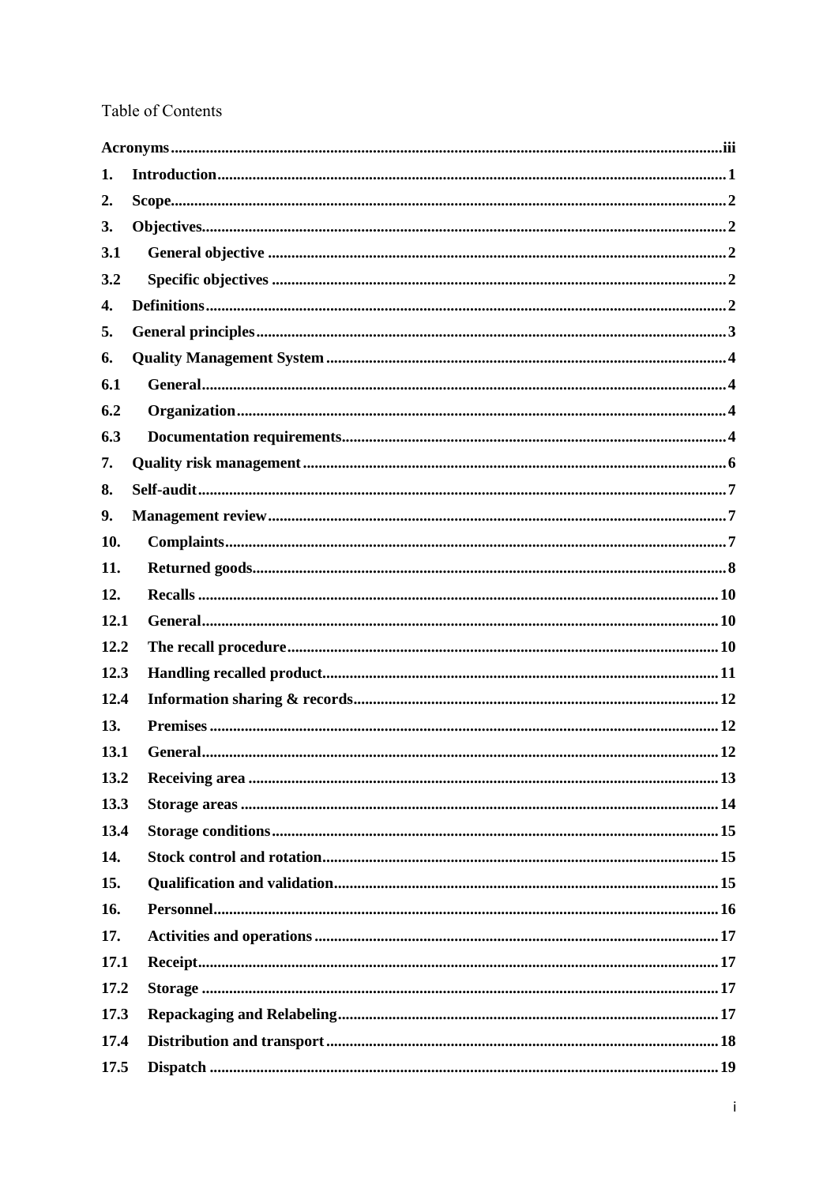Table of Contents

| | | |
|---|---|---|
| **Acronyms** | | **iii** |
| **1.** | **Introduction** | **1** |
| **2.** | **Scope** | **2** |
| **3.** | **Objectives** | **2** |
| **3.1** | **General objective** | **2** |
| **3.2** | **Specific objectives** | **2** |
| **4.** | **Definitions** | **2** |
| **5.** | **General principles** | **3** |
| **6.** | **Quality Management System** | **4** |
| **6.1** | **General** | **4** |
| **6.2** | **Organization** | **4** |
| **6.3** | **Documentation requirements** | **4** |
| **7.** | **Quality risk management** | **6** |
| **8.** | **Self-audit** | **7** |
| **9.** | **Management review** | **7** |
| **10.** | **Complaints** | **7** |
| **11.** | **Returned goods** | **8** |
| **12.** | **Recalls** | **10** |
| **12.1** | **General** | **10** |
| **12.2** | **The recall procedure** | **10** |
| **12.3** | **Handling recalled product** | **11** |
| **12.4** | **Information sharing & records** | **12** |
| **13.** | **Premises** | **12** |
| **13.1** | **General** | **12** |
| **13.2** | **Receiving area** | **13** |
| **13.3** | **Storage areas** | **14** |
| **13.4** | **Storage conditions** | **15** |
| **14.** | **Stock control and rotation** | **15** |
| **15.** | **Qualification and validation** | **15** |
| **16.** | **Personnel** | **16** |
| **17.** | **Activities and operations** | **17** |
| **17.1** | **Receipt** | **17** |
| **17.2** | **Storage** | **17** |
| **17.3** | **Repackaging and Relabeling** | **17** |
| **17.4** | **Distribution and transport** | **18** |
| **17.5** | **Dispatch** | **19** |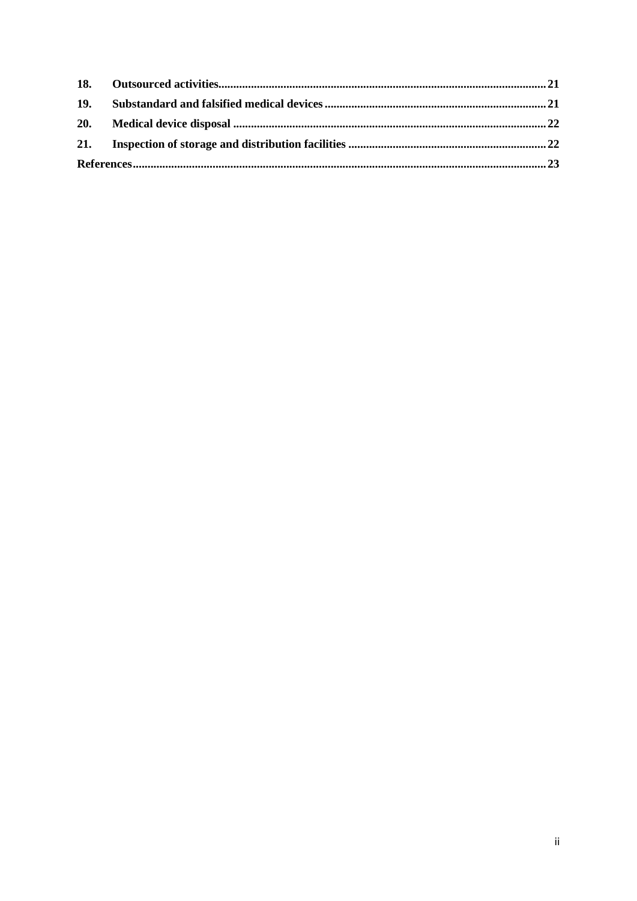**18. Outsourced activities** ..... 21

**19. Substandard and falsified medical devices** ..... 21

**20. Medical device disposal** ..... 22

**21. Inspection of storage and distribution facilities** ..... 22

**References** ..... 23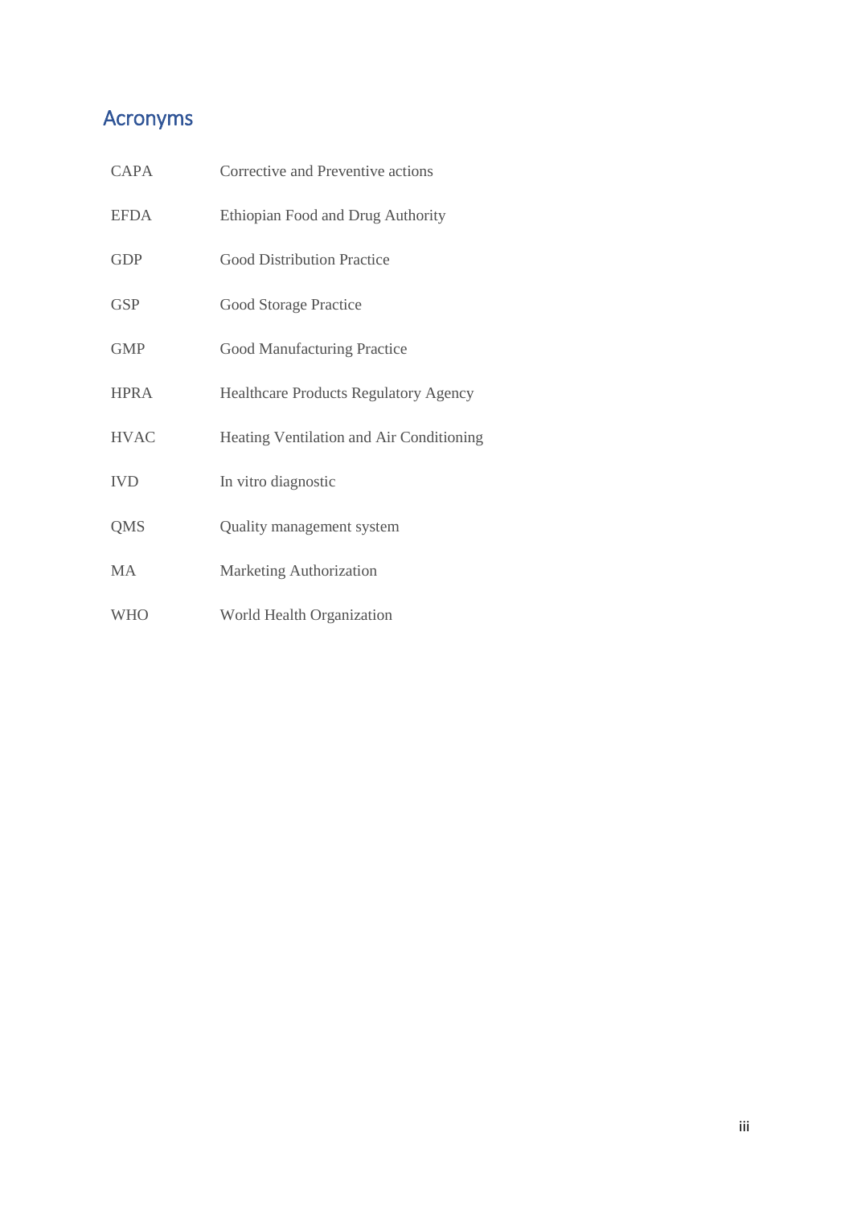## Acronyms

| | |
|---|---|
| CAPA | Corrective and Preventive actions |
| EFDA | Ethiopian Food and Drug Authority |
| GDP | Good Distribution Practice |
| GSP | Good Storage Practice |
| GMP | Good Manufacturing Practice |
| HPRA | Healthcare Products Regulatory Agency |
| HVAC | Heating Ventilation and Air Conditioning |
| IVD | In vitro diagnostic |
| QMS | Quality management system |
| MA | Marketing Authorization |
| WHO | World Health Organization |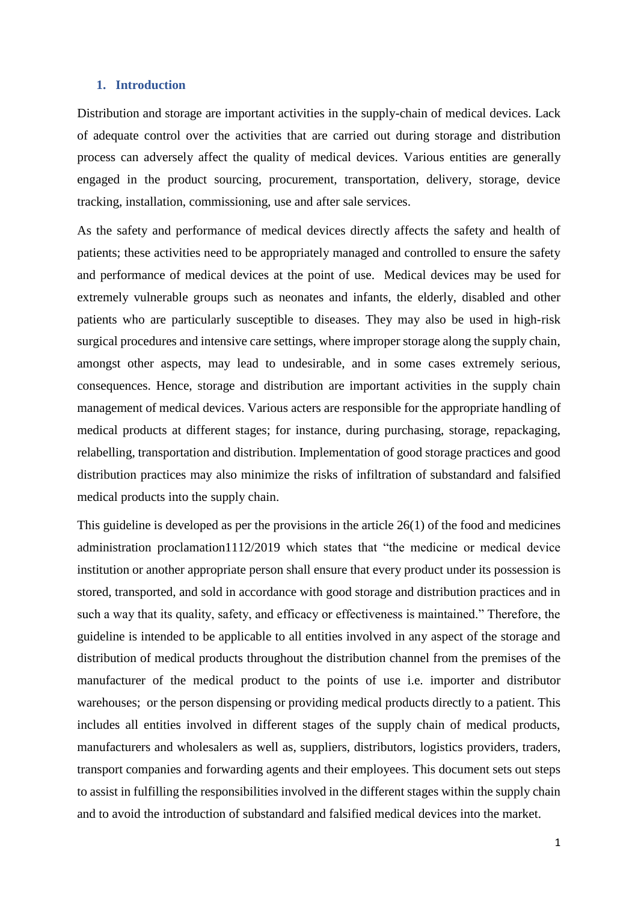## 1. Introduction

Distribution and storage are important activities in the supply-chain of medical devices. Lack of adequate control over the activities that are carried out during storage and distribution process can adversely affect the quality of medical devices. Various entities are generally engaged in the product sourcing, procurement, transportation, delivery, storage, device tracking, installation, commissioning, use and after sale services.

As the safety and performance of medical devices directly affects the safety and health of patients; these activities need to be appropriately managed and controlled to ensure the safety and performance of medical devices at the point of use. Medical devices may be used for extremely vulnerable groups such as neonates and infants, the elderly, disabled and other patients who are particularly susceptible to diseases. They may also be used in high-risk surgical procedures and intensive care settings, where improper storage along the supply chain, amongst other aspects, may lead to undesirable, and in some cases extremely serious, consequences. Hence, storage and distribution are important activities in the supply chain management of medical devices. Various acters are responsible for the appropriate handling of medical products at different stages; for instance, during purchasing, storage, repackaging, relabelling, transportation and distribution. Implementation of good storage practices and good distribution practices may also minimize the risks of infiltration of substandard and falsified medical products into the supply chain.

This guideline is developed as per the provisions in the article 26(1) of the food and medicines administration proclamation1112/2019 which states that "the medicine or medical device institution or another appropriate person shall ensure that every product under its possession is stored, transported, and sold in accordance with good storage and distribution practices and in such a way that its quality, safety, and efficacy or effectiveness is maintained." Therefore, the guideline is intended to be applicable to all entities involved in any aspect of the storage and distribution of medical products throughout the distribution channel from the premises of the manufacturer of the medical product to the points of use i.e. importer and distributor warehouses; or the person dispensing or providing medical products directly to a patient. This includes all entities involved in different stages of the supply chain of medical products, manufacturers and wholesalers as well as, suppliers, distributors, logistics providers, traders, transport companies and forwarding agents and their employees. This document sets out steps to assist in fulfilling the responsibilities involved in the different stages within the supply chain and to avoid the introduction of substandard and falsified medical devices into the market.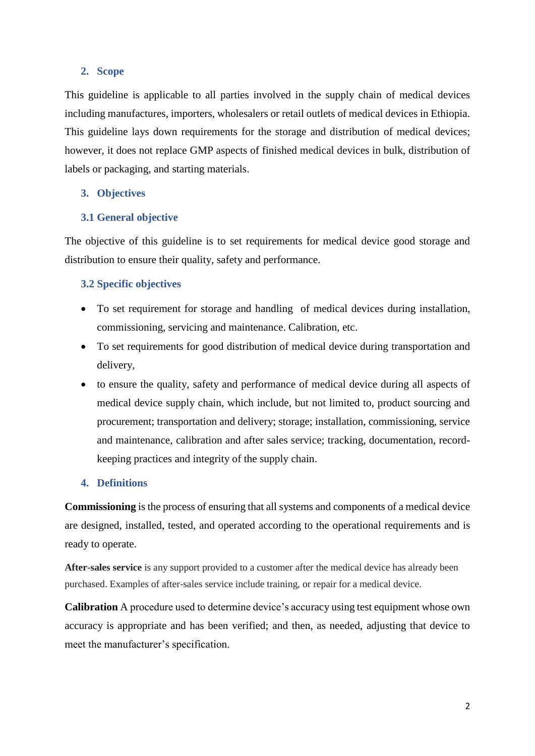## 2. Scope

This guideline is applicable to all parties involved in the supply chain of medical devices including manufactures, importers, wholesalers or retail outlets of medical devices in Ethiopia. This guideline lays down requirements for the storage and distribution of medical devices; however, it does not replace GMP aspects of finished medical devices in bulk, distribution of labels or packaging, and starting materials.

## 3. Objectives

### 3.1 General objective

The objective of this guideline is to set requirements for medical device good storage and distribution to ensure their quality, safety and performance.

### 3.2 Specific objectives

- To set requirement for storage and handling of medical devices during installation, commissioning, servicing and maintenance. Calibration, etc.
- To set requirements for good distribution of medical device during transportation and delivery,
- to ensure the quality, safety and performance of medical device during all aspects of medical device supply chain, which include, but not limited to, product sourcing and procurement; transportation and delivery; storage; installation, commissioning, service and maintenance, calibration and after sales service; tracking, documentation, record-keeping practices and integrity of the supply chain.

## 4. Definitions

**Commissioning** is the process of ensuring that all systems and components of a medical device are designed, installed, tested, and operated according to the operational requirements and is ready to operate.

**After-sales service** is any support provided to a customer after the medical device has already been purchased. Examples of after-sales service include training, or repair for a medical device.

**Calibration** A procedure used to determine device's accuracy using test equipment whose own accuracy is appropriate and has been verified; and then, as needed, adjusting that device to meet the manufacturer's specification.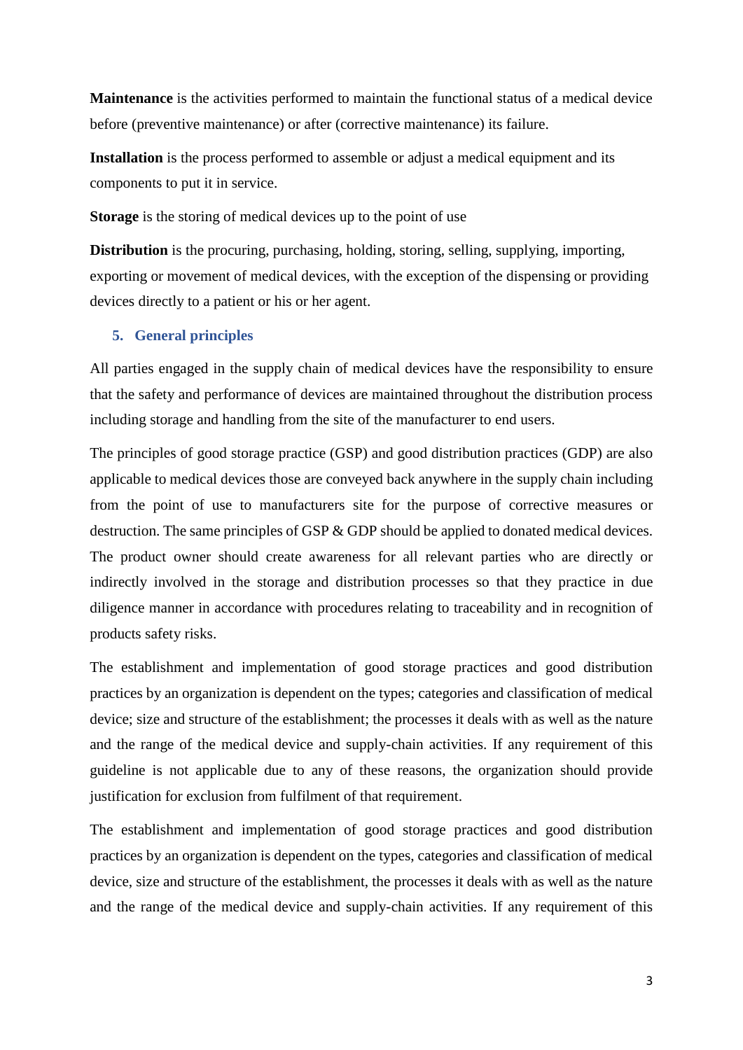**Maintenance** is the activities performed to maintain the functional status of a medical device before (preventive maintenance) or after (corrective maintenance) its failure.

**Installation** is the process performed to assemble or adjust a medical equipment and its components to put it in service.

**Storage** is the storing of medical devices up to the point of use

**Distribution** is the procuring, purchasing, holding, storing, selling, supplying, importing, exporting or movement of medical devices, with the exception of the dispensing or providing devices directly to a patient or his or her agent.

## 5. General principles

All parties engaged in the supply chain of medical devices have the responsibility to ensure that the safety and performance of devices are maintained throughout the distribution process including storage and handling from the site of the manufacturer to end users.

The principles of good storage practice (GSP) and good distribution practices (GDP) are also applicable to medical devices those are conveyed back anywhere in the supply chain including from the point of use to manufacturers site for the purpose of corrective measures or destruction. The same principles of GSP & GDP should be applied to donated medical devices. The product owner should create awareness for all relevant parties who are directly or indirectly involved in the storage and distribution processes so that they practice in due diligence manner in accordance with procedures relating to traceability and in recognition of products safety risks.

The establishment and implementation of good storage practices and good distribution practices by an organization is dependent on the types; categories and classification of medical device; size and structure of the establishment; the processes it deals with as well as the nature and the range of the medical device and supply-chain activities. If any requirement of this guideline is not applicable due to any of these reasons, the organization should provide justification for exclusion from fulfilment of that requirement.

The establishment and implementation of good storage practices and good distribution practices by an organization is dependent on the types, categories and classification of medical device, size and structure of the establishment, the processes it deals with as well as the nature and the range of the medical device and supply-chain activities. If any requirement of this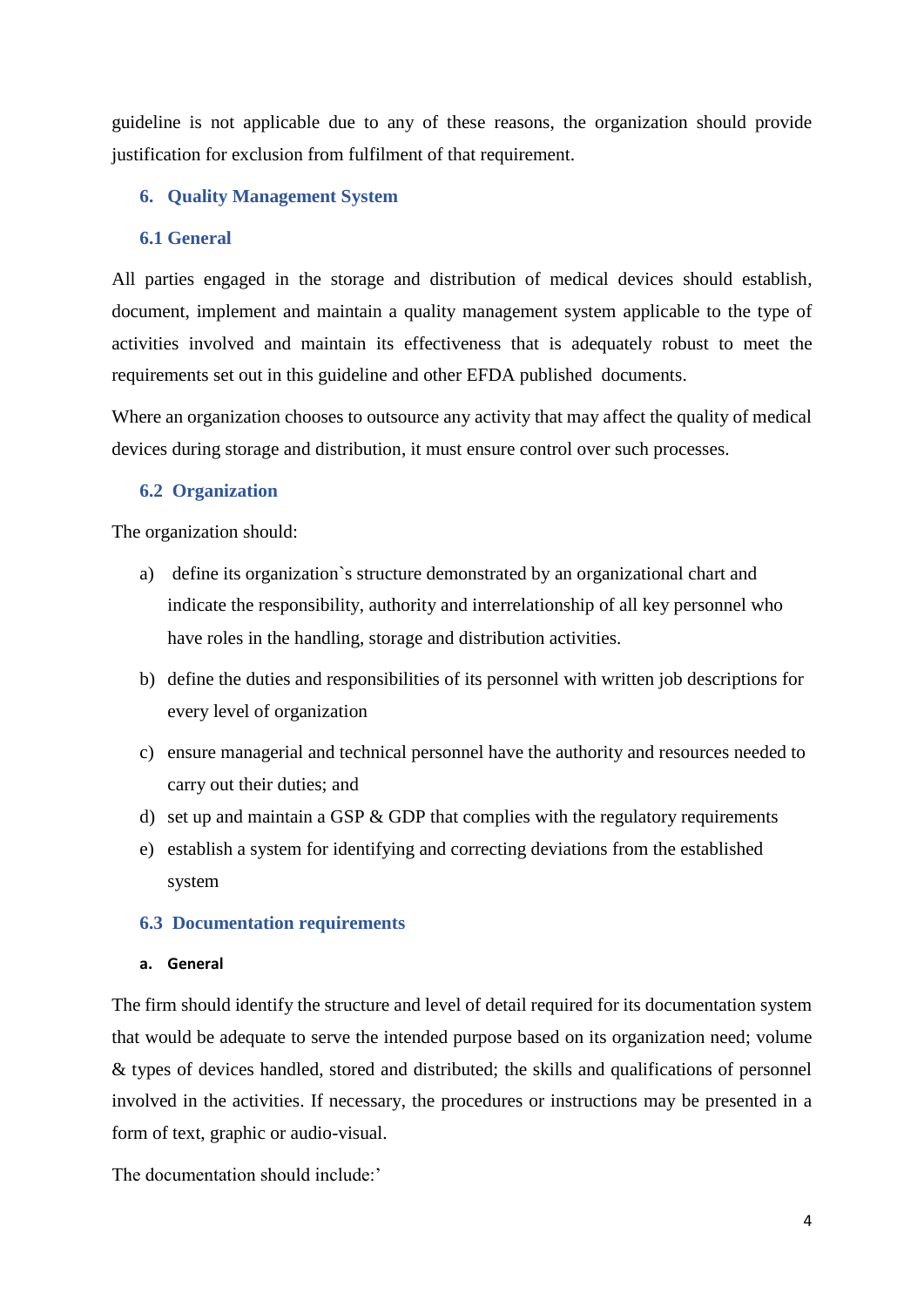guideline is not applicable due to any of these reasons, the organization should provide justification for exclusion from fulfilment of that requirement.

## 6. Quality Management System

### 6.1 General

All parties engaged in the storage and distribution of medical devices should establish, document, implement and maintain a quality management system applicable to the type of activities involved and maintain its effectiveness that is adequately robust to meet the requirements set out in this guideline and other EFDA published documents.

Where an organization chooses to outsource any activity that may affect the quality of medical devices during storage and distribution, it must ensure control over such processes.

### 6.2 Organization

The organization should:

a) define its organization`s structure demonstrated by an organizational chart and indicate the responsibility, authority and interrelationship of all key personnel who have roles in the handling, storage and distribution activities.

b) define the duties and responsibilities of its personnel with written job descriptions for every level of organization

c) ensure managerial and technical personnel have the authority and resources needed to carry out their duties; and

d) set up and maintain a GSP & GDP that complies with the regulatory requirements

e) establish a system for identifying and correcting deviations from the established system

### 6.3 Documentation requirements

#### a. General

The firm should identify the structure and level of detail required for its documentation system that would be adequate to serve the intended purpose based on its organization need; volume & types of devices handled, stored and distributed; the skills and qualifications of personnel involved in the activities. If necessary, the procedures or instructions may be presented in a form of text, graphic or audio-visual.

The documentation should include:'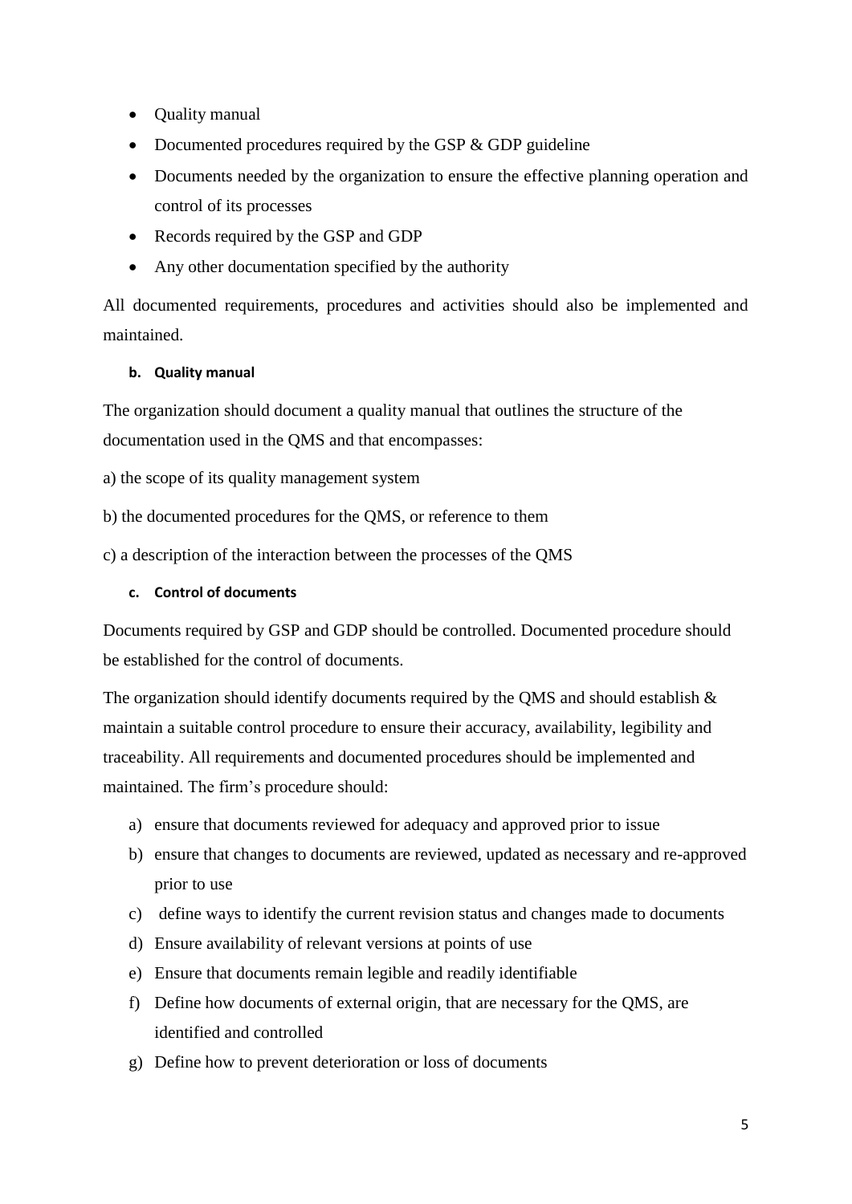- Quality manual
- Documented procedures required by the GSP & GDP guideline
- Documents needed by the organization to ensure the effective planning operation and control of its processes
- Records required by the GSP and GDP
- Any other documentation specified by the authority

All documented requirements, procedures and activities should also be implemented and maintained.

#### b. Quality manual

The organization should document a quality manual that outlines the structure of the documentation used in the QMS and that encompasses:

a) the scope of its quality management system

b) the documented procedures for the QMS, or reference to them

c) a description of the interaction between the processes of the QMS

#### c. Control of documents

Documents required by GSP and GDP should be controlled. Documented procedure should be established for the control of documents.

The organization should identify documents required by the QMS and should establish & maintain a suitable control procedure to ensure their accuracy, availability, legibility and traceability. All requirements and documented procedures should be implemented and maintained. The firm's procedure should:

a) ensure that documents reviewed for adequacy and approved prior to issue
b) ensure that changes to documents are reviewed, updated as necessary and re-approved prior to use
c) define ways to identify the current revision status and changes made to documents
d) Ensure availability of relevant versions at points of use
e) Ensure that documents remain legible and readily identifiable
f) Define how documents of external origin, that are necessary for the QMS, are identified and controlled
g) Define how to prevent deterioration or loss of documents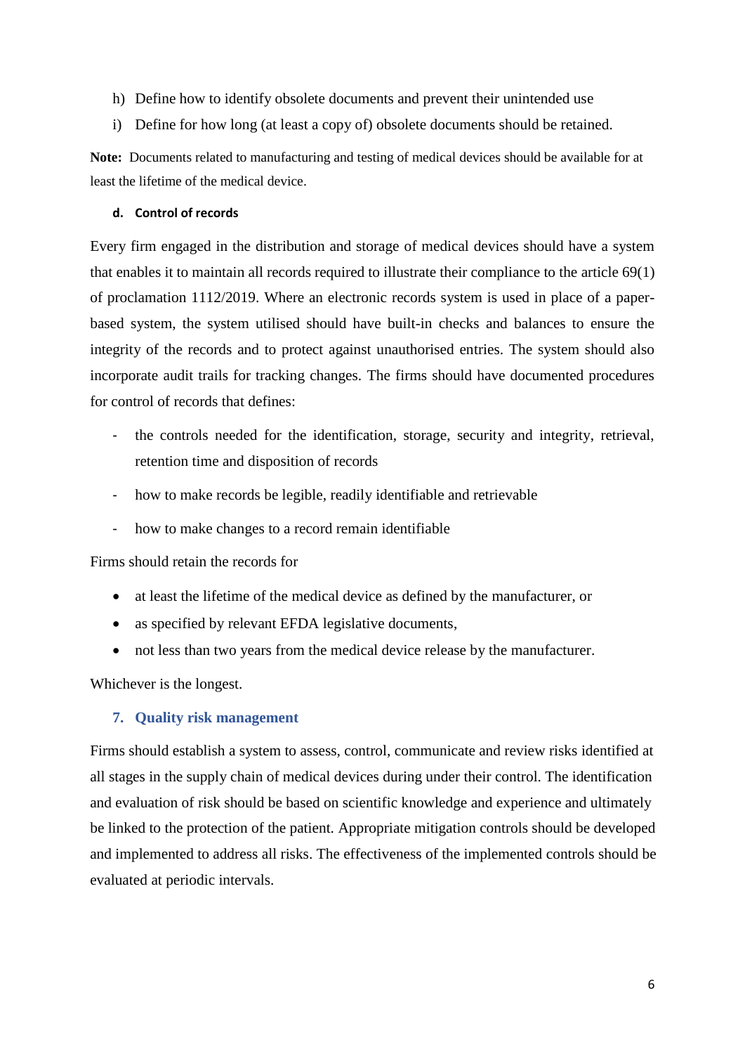h) Define how to identify obsolete documents and prevent their unintended use
i) Define for how long (at least a copy of) obsolete documents should be retained.

**Note:** Documents related to manufacturing and testing of medical devices should be available for at least the lifetime of the medical device.

#### d. Control of records

Every firm engaged in the distribution and storage of medical devices should have a system that enables it to maintain all records required to illustrate their compliance to the article 69(1) of proclamation 1112/2019. Where an electronic records system is used in place of a paper-based system, the system utilised should have built-in checks and balances to ensure the integrity of the records and to protect against unauthorised entries. The system should also incorporate audit trails for tracking changes. The firms should have documented procedures for control of records that defines:

- the controls needed for the identification, storage, security and integrity, retrieval, retention time and disposition of records
- how to make records be legible, readily identifiable and retrievable
- how to make changes to a record remain identifiable

Firms should retain the records for

- at least the lifetime of the medical device as defined by the manufacturer, or
- as specified by relevant EFDA legislative documents,
- not less than two years from the medical device release by the manufacturer.

Whichever is the longest.

## 7. Quality risk management

Firms should establish a system to assess, control, communicate and review risks identified at all stages in the supply chain of medical devices during under their control. The identification and evaluation of risk should be based on scientific knowledge and experience and ultimately be linked to the protection of the patient. Appropriate mitigation controls should be developed and implemented to address all risks. The effectiveness of the implemented controls should be evaluated at periodic intervals.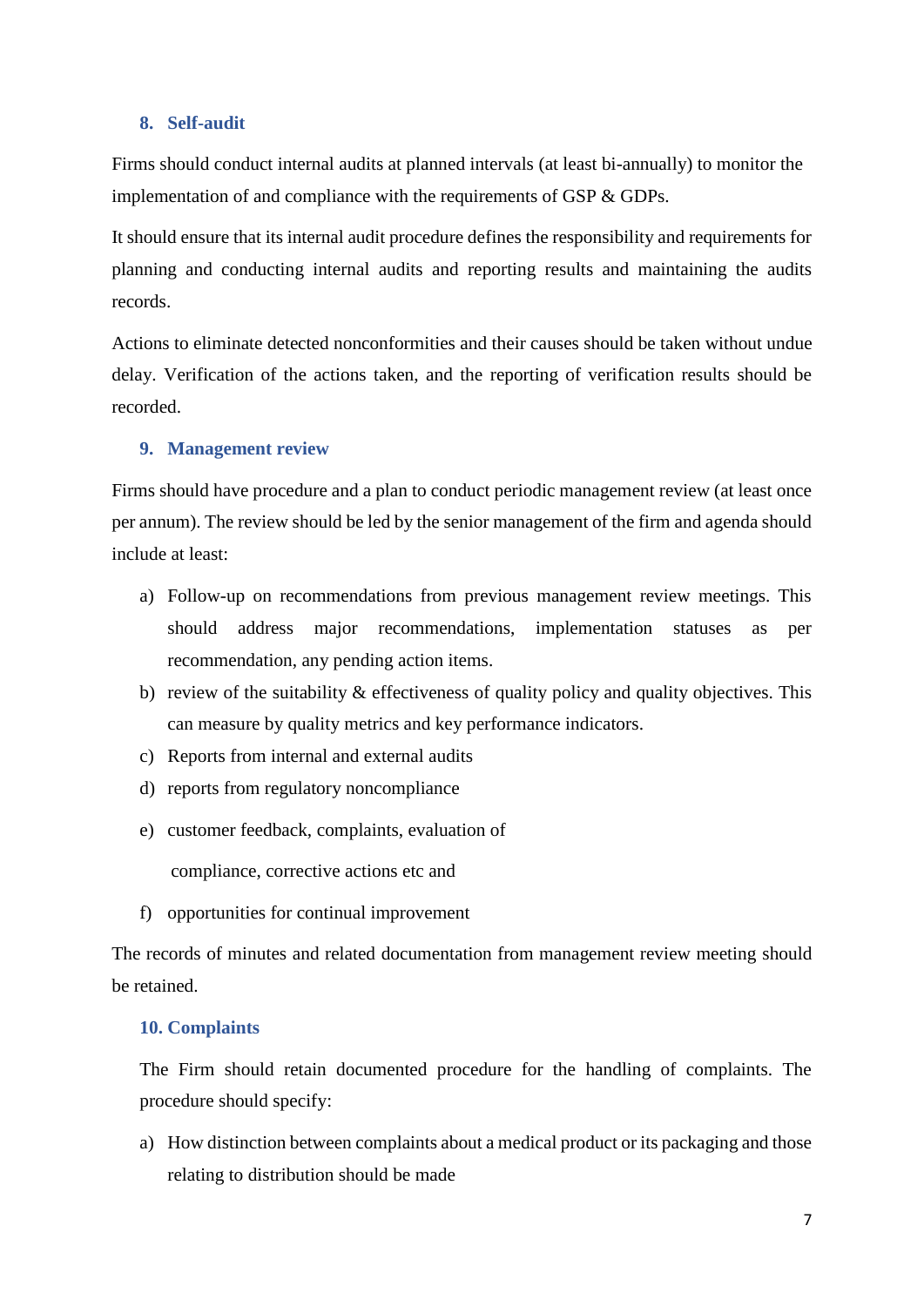## 8. Self-audit

Firms should conduct internal audits at planned intervals (at least bi-annually) to monitor the implementation of and compliance with the requirements of GSP & GDPs.

It should ensure that its internal audit procedure defines the responsibility and requirements for planning and conducting internal audits and reporting results and maintaining the audits records.

Actions to eliminate detected nonconformities and their causes should be taken without undue delay. Verification of the actions taken, and the reporting of verification results should be recorded.

## 9. Management review

Firms should have procedure and a plan to conduct periodic management review (at least once per annum). The review should be led by the senior management of the firm and agenda should include at least:

a) Follow-up on recommendations from previous management review meetings. This should address major recommendations, implementation statuses as per recommendation, any pending action items.
b) review of the suitability & effectiveness of quality policy and quality objectives. This can measure by quality metrics and key performance indicators.
c) Reports from internal and external audits
d) reports from regulatory noncompliance
e) customer feedback, complaints, evaluation of compliance, corrective actions etc and
f) opportunities for continual improvement

The records of minutes and related documentation from management review meeting should be retained.

## 10. Complaints

The Firm should retain documented procedure for the handling of complaints. The procedure should specify:

a) How distinction between complaints about a medical product or its packaging and those relating to distribution should be made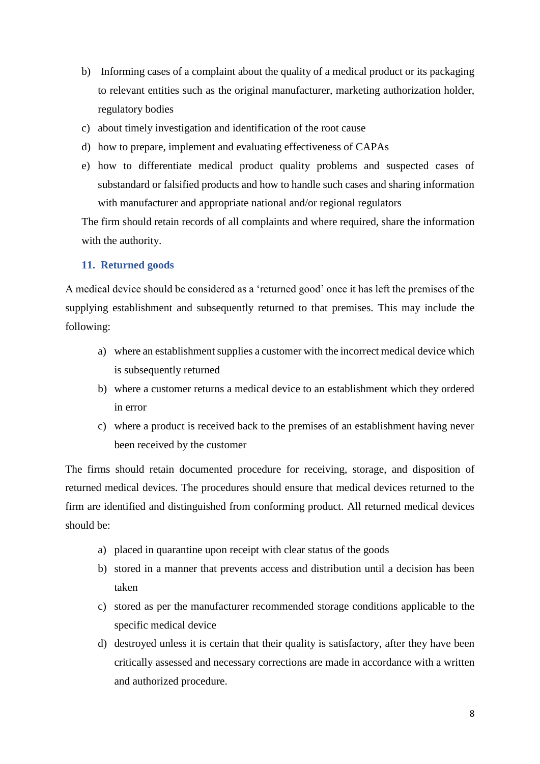b) Informing cases of a complaint about the quality of a medical product or its packaging to relevant entities such as the original manufacturer, marketing authorization holder, regulatory bodies
c) about timely investigation and identification of the root cause
d) how to prepare, implement and evaluating effectiveness of CAPAs
e) how to differentiate medical product quality problems and suspected cases of substandard or falsified products and how to handle such cases and sharing information with manufacturer and appropriate national and/or regional regulators

The firm should retain records of all complaints and where required, share the information with the authority.

### 11. Returned goods

A medical device should be considered as a 'returned good' once it has left the premises of the supplying establishment and subsequently returned to that premises. This may include the following:

a) where an establishment supplies a customer with the incorrect medical device which is subsequently returned
b) where a customer returns a medical device to an establishment which they ordered in error
c) where a product is received back to the premises of an establishment having never been received by the customer

The firms should retain documented procedure for receiving, storage, and disposition of returned medical devices. The procedures should ensure that medical devices returned to the firm are identified and distinguished from conforming product. All returned medical devices should be:

a) placed in quarantine upon receipt with clear status of the goods
b) stored in a manner that prevents access and distribution until a decision has been taken
c) stored as per the manufacturer recommended storage conditions applicable to the specific medical device
d) destroyed unless it is certain that their quality is satisfactory, after they have been critically assessed and necessary corrections are made in accordance with a written and authorized procedure.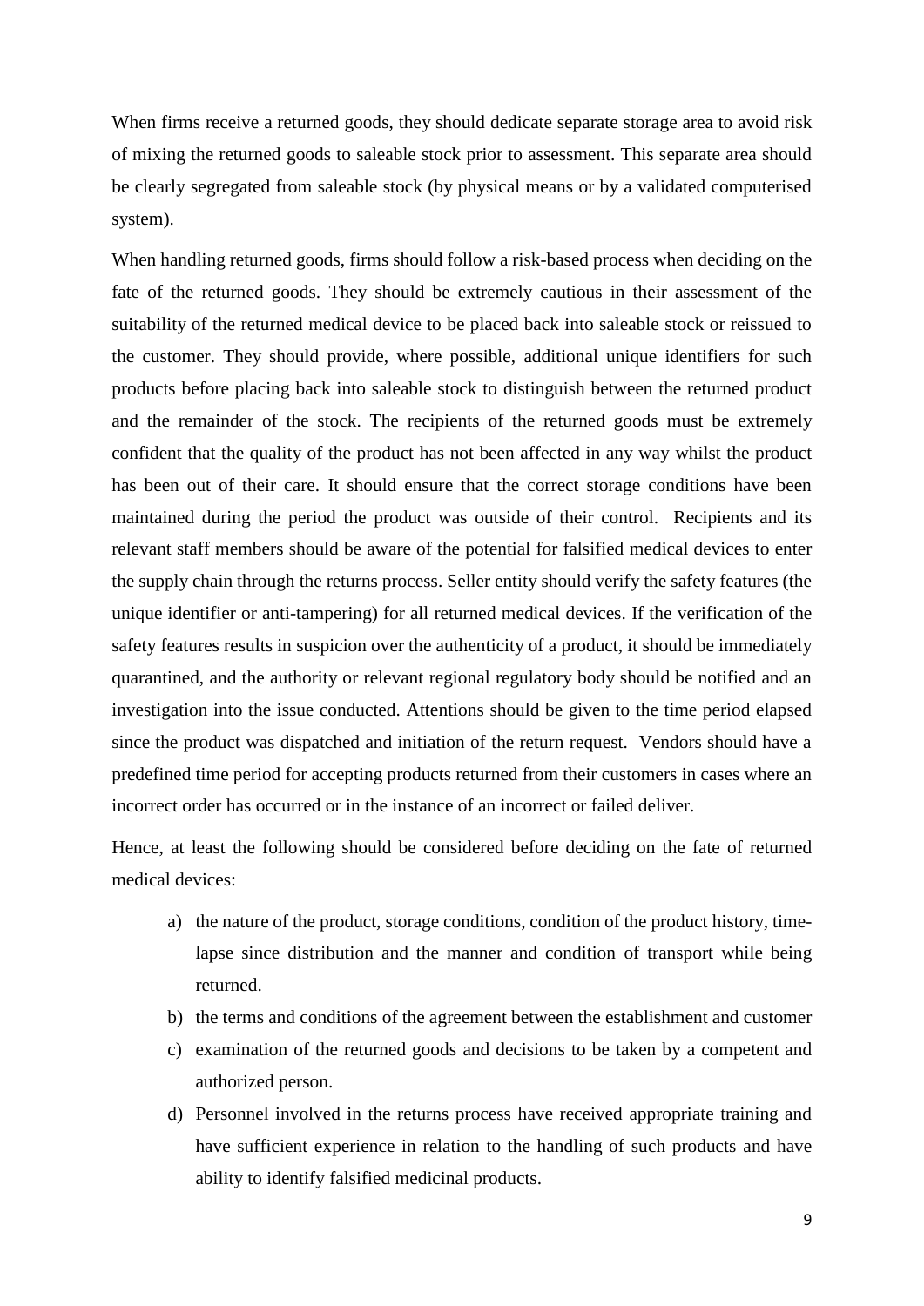When firms receive a returned goods, they should dedicate separate storage area to avoid risk of mixing the returned goods to saleable stock prior to assessment. This separate area should be clearly segregated from saleable stock (by physical means or by a validated computerised system).

When handling returned goods, firms should follow a risk-based process when deciding on the fate of the returned goods. They should be extremely cautious in their assessment of the suitability of the returned medical device to be placed back into saleable stock or reissued to the customer. They should provide, where possible, additional unique identifiers for such products before placing back into saleable stock to distinguish between the returned product and the remainder of the stock. The recipients of the returned goods must be extremely confident that the quality of the product has not been affected in any way whilst the product has been out of their care. It should ensure that the correct storage conditions have been maintained during the period the product was outside of their control. Recipients and its relevant staff members should be aware of the potential for falsified medical devices to enter the supply chain through the returns process. Seller entity should verify the safety features (the unique identifier or anti-tampering) for all returned medical devices. If the verification of the safety features results in suspicion over the authenticity of a product, it should be immediately quarantined, and the authority or relevant regional regulatory body should be notified and an investigation into the issue conducted. Attentions should be given to the time period elapsed since the product was dispatched and initiation of the return request. Vendors should have a predefined time period for accepting products returned from their customers in cases where an incorrect order has occurred or in the instance of an incorrect or failed deliver.

Hence, at least the following should be considered before deciding on the fate of returned medical devices:

a) the nature of the product, storage conditions, condition of the product history, time-lapse since distribution and the manner and condition of transport while being returned.
b) the terms and conditions of the agreement between the establishment and customer
c) examination of the returned goods and decisions to be taken by a competent and authorized person.
d) Personnel involved in the returns process have received appropriate training and have sufficient experience in relation to the handling of such products and have ability to identify falsified medicinal products.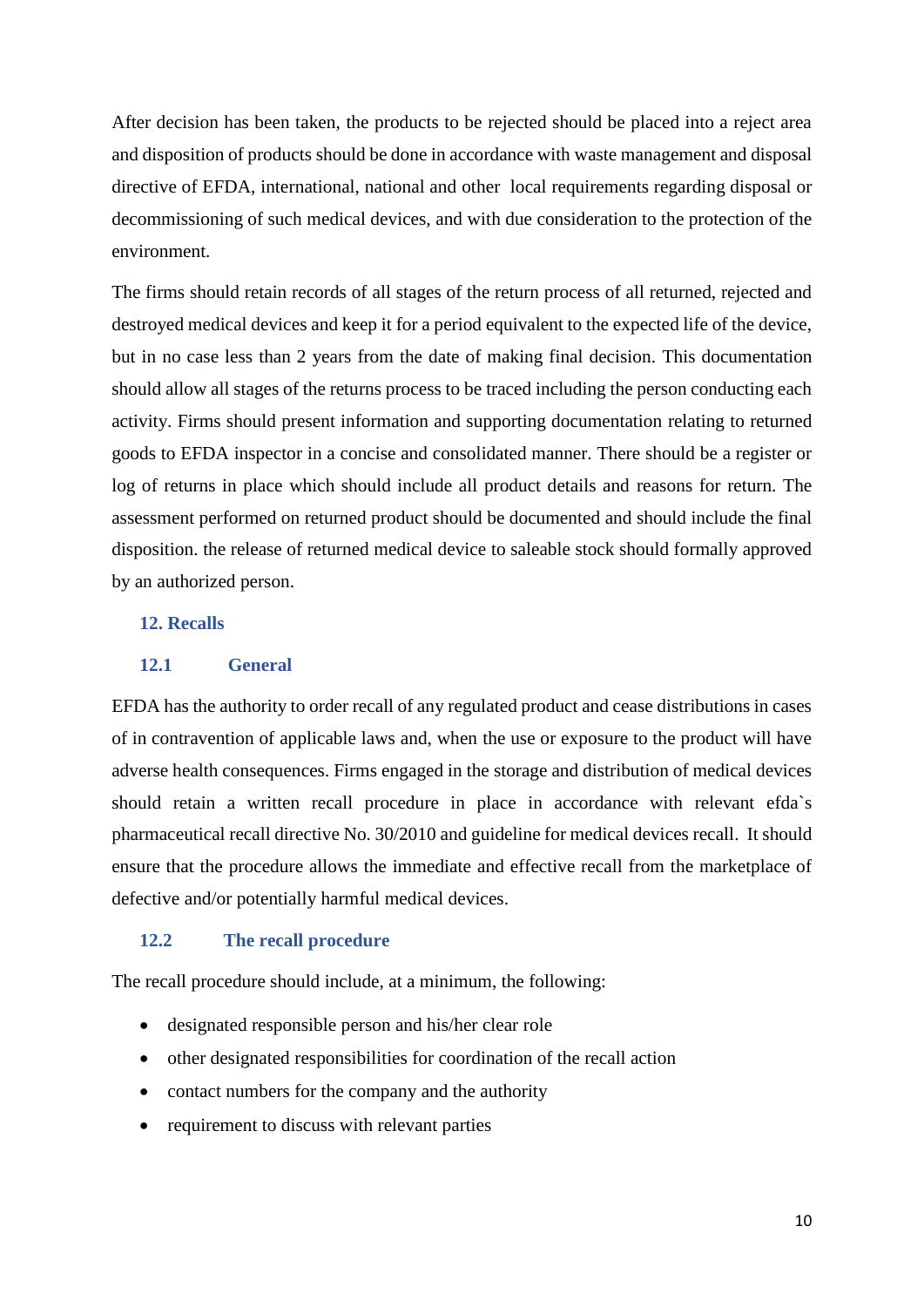After decision has been taken, the products to be rejected should be placed into a reject area and disposition of products should be done in accordance with waste management and disposal directive of EFDA, international, national and other local requirements regarding disposal or decommissioning of such medical devices, and with due consideration to the protection of the environment.

The firms should retain records of all stages of the return process of all returned, rejected and destroyed medical devices and keep it for a period equivalent to the expected life of the device, but in no case less than 2 years from the date of making final decision. This documentation should allow all stages of the returns process to be traced including the person conducting each activity. Firms should present information and supporting documentation relating to returned goods to EFDA inspector in a concise and consolidated manner. There should be a register or log of returns in place which should include all product details and reasons for return. The assessment performed on returned product should be documented and should include the final disposition. the release of returned medical device to saleable stock should formally approved by an authorized person.

## 12. Recalls

### 12.1 General

EFDA has the authority to order recall of any regulated product and cease distributions in cases of in contravention of applicable laws and, when the use or exposure to the product will have adverse health consequences. Firms engaged in the storage and distribution of medical devices should retain a written recall procedure in place in accordance with relevant efda`s pharmaceutical recall directive No. 30/2010 and guideline for medical devices recall. It should ensure that the procedure allows the immediate and effective recall from the marketplace of defective and/or potentially harmful medical devices.

### 12.2 The recall procedure

The recall procedure should include, at a minimum, the following:

- designated responsible person and his/her clear role
- other designated responsibilities for coordination of the recall action
- contact numbers for the company and the authority
- requirement to discuss with relevant parties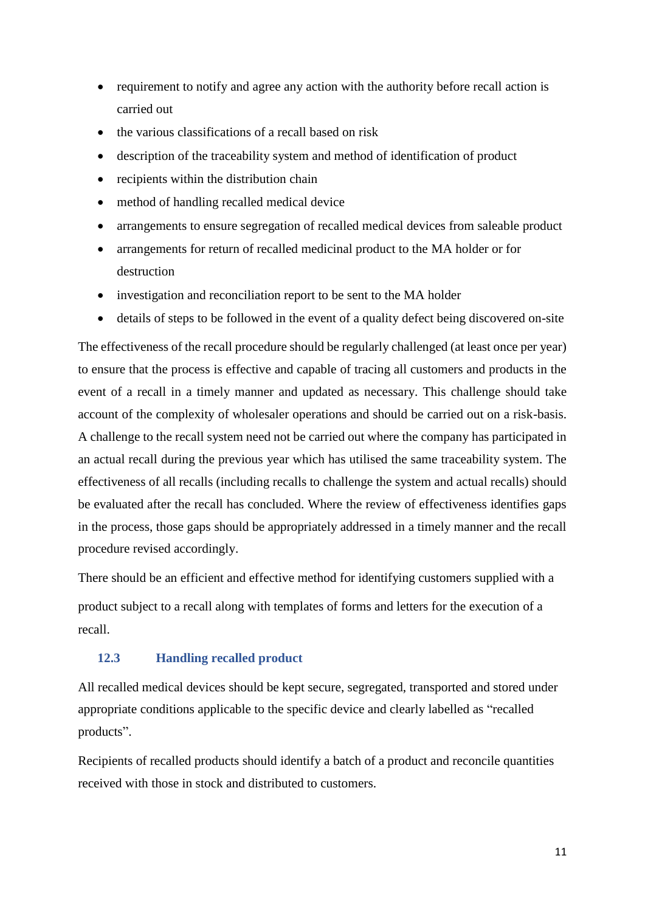- requirement to notify and agree any action with the authority before recall action is carried out
- the various classifications of a recall based on risk
- description of the traceability system and method of identification of product
- recipients within the distribution chain
- method of handling recalled medical device
- arrangements to ensure segregation of recalled medical devices from saleable product
- arrangements for return of recalled medicinal product to the MA holder or for destruction
- investigation and reconciliation report to be sent to the MA holder
- details of steps to be followed in the event of a quality defect being discovered on-site

The effectiveness of the recall procedure should be regularly challenged (at least once per year) to ensure that the process is effective and capable of tracing all customers and products in the event of a recall in a timely manner and updated as necessary. This challenge should take account of the complexity of wholesaler operations and should be carried out on a risk-basis. A challenge to the recall system need not be carried out where the company has participated in an actual recall during the previous year which has utilised the same traceability system. The effectiveness of all recalls (including recalls to challenge the system and actual recalls) should be evaluated after the recall has concluded. Where the review of effectiveness identifies gaps in the process, those gaps should be appropriately addressed in a timely manner and the recall procedure revised accordingly.

There should be an efficient and effective method for identifying customers supplied with a product subject to a recall along with templates of forms and letters for the execution of a recall.

### 12.3 Handling recalled product

All recalled medical devices should be kept secure, segregated, transported and stored under appropriate conditions applicable to the specific device and clearly labelled as “recalled products”.

Recipients of recalled products should identify a batch of a product and reconcile quantities received with those in stock and distributed to customers.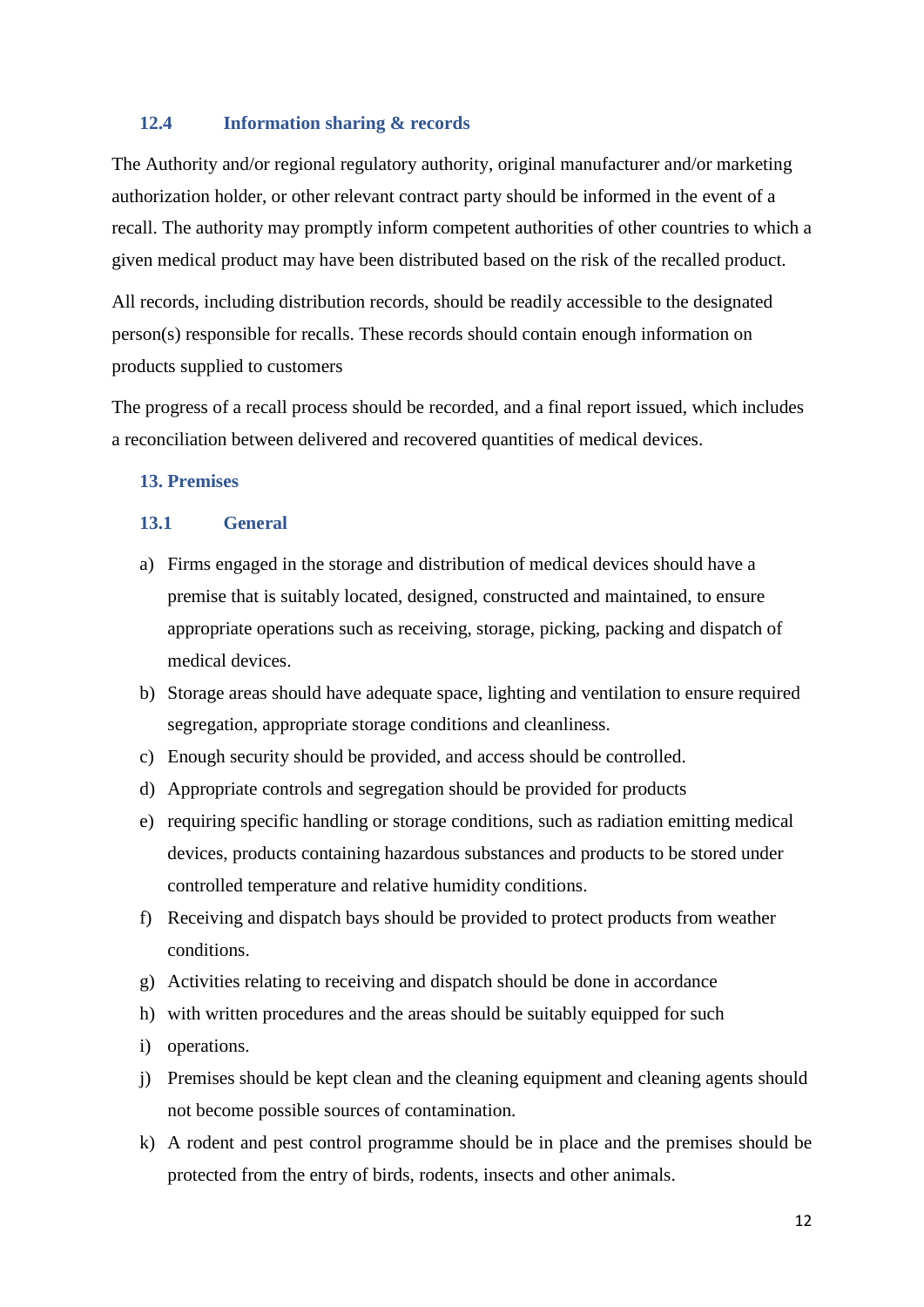### 12.4 Information sharing & records

The Authority and/or regional regulatory authority, original manufacturer and/or marketing authorization holder, or other relevant contract party should be informed in the event of a recall. The authority may promptly inform competent authorities of other countries to which a given medical product may have been distributed based on the risk of the recalled product.

All records, including distribution records, should be readily accessible to the designated person(s) responsible for recalls. These records should contain enough information on products supplied to customers

The progress of a recall process should be recorded, and a final report issued, which includes a reconciliation between delivered and recovered quantities of medical devices.

## 13. Premises

### 13.1 General

a) Firms engaged in the storage and distribution of medical devices should have a premise that is suitably located, designed, constructed and maintained, to ensure appropriate operations such as receiving, storage, picking, packing and dispatch of medical devices.

b) Storage areas should have adequate space, lighting and ventilation to ensure required segregation, appropriate storage conditions and cleanliness.

c) Enough security should be provided, and access should be controlled.

d) Appropriate controls and segregation should be provided for products

e) requiring specific handling or storage conditions, such as radiation emitting medical devices, products containing hazardous substances and products to be stored under controlled temperature and relative humidity conditions.

f) Receiving and dispatch bays should be provided to protect products from weather conditions.

g) Activities relating to receiving and dispatch should be done in accordance

h) with written procedures and the areas should be suitably equipped for such

i) operations.

j) Premises should be kept clean and the cleaning equipment and cleaning agents should not become possible sources of contamination.

k) A rodent and pest control programme should be in place and the premises should be protected from the entry of birds, rodents, insects and other animals.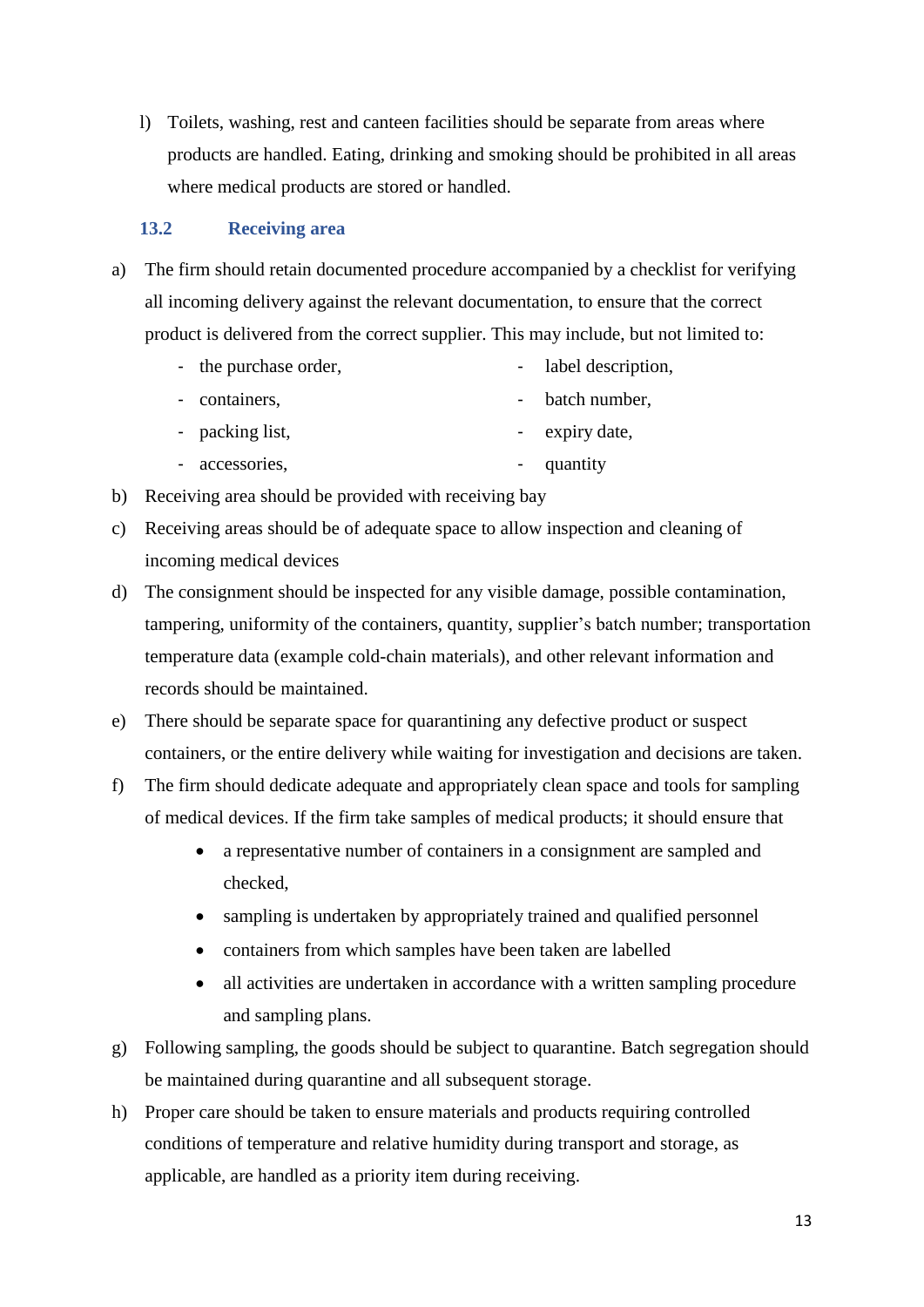l) Toilets, washing, rest and canteen facilities should be separate from areas where products are handled. Eating, drinking and smoking should be prohibited in all areas where medical products are stored or handled.

### 13.2 Receiving area

a) The firm should retain documented procedure accompanied by a checklist for verifying all incoming delivery against the relevant documentation, to ensure that the correct product is delivered from the correct supplier. This may include, but not limited to:

- the purchase order,
- containers,
- packing list,
- accessories,
- label description,
- batch number,
- expiry date,
- quantity

b) Receiving area should be provided with receiving bay

c) Receiving areas should be of adequate space to allow inspection and cleaning of incoming medical devices

d) The consignment should be inspected for any visible damage, possible contamination, tampering, uniformity of the containers, quantity, supplier's batch number; transportation temperature data (example cold-chain materials), and other relevant information and records should be maintained.

e) There should be separate space for quarantining any defective product or suspect containers, or the entire delivery while waiting for investigation and decisions are taken.

f) The firm should dedicate adequate and appropriately clean space and tools for sampling of medical devices. If the firm take samples of medical products; it should ensure that

- a representative number of containers in a consignment are sampled and checked,
- sampling is undertaken by appropriately trained and qualified personnel
- containers from which samples have been taken are labelled
- all activities are undertaken in accordance with a written sampling procedure and sampling plans.

g) Following sampling, the goods should be subject to quarantine. Batch segregation should be maintained during quarantine and all subsequent storage.

h) Proper care should be taken to ensure materials and products requiring controlled conditions of temperature and relative humidity during transport and storage, as applicable, are handled as a priority item during receiving.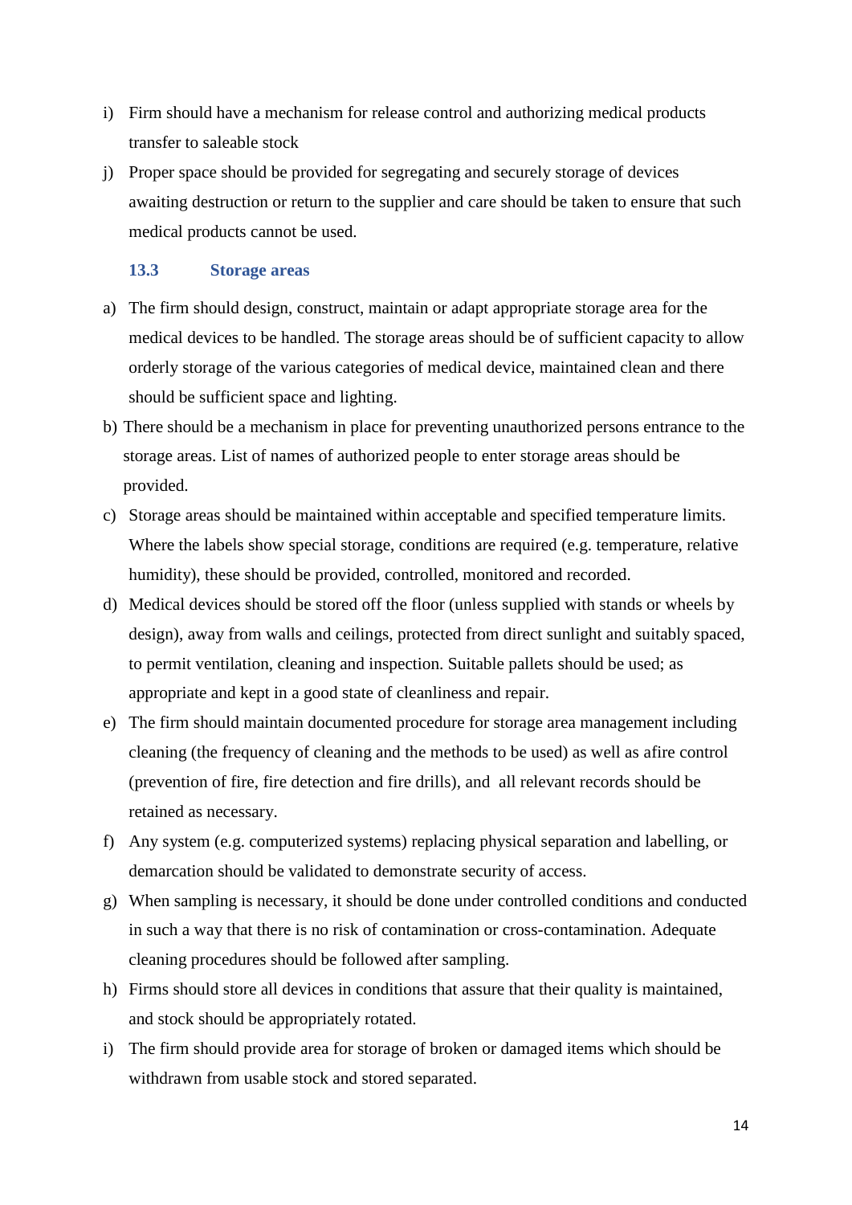i) Firm should have a mechanism for release control and authorizing medical products transfer to saleable stock

j) Proper space should be provided for segregating and securely storage of devices awaiting destruction or return to the supplier and care should be taken to ensure that such medical products cannot be used.

### 13.3 Storage areas

a) The firm should design, construct, maintain or adapt appropriate storage area for the medical devices to be handled. The storage areas should be of sufficient capacity to allow orderly storage of the various categories of medical device, maintained clean and there should be sufficient space and lighting.

b) There should be a mechanism in place for preventing unauthorized persons entrance to the storage areas. List of names of authorized people to enter storage areas should be provided.

c) Storage areas should be maintained within acceptable and specified temperature limits. Where the labels show special storage, conditions are required (e.g. temperature, relative humidity), these should be provided, controlled, monitored and recorded.

d) Medical devices should be stored off the floor (unless supplied with stands or wheels by design), away from walls and ceilings, protected from direct sunlight and suitably spaced, to permit ventilation, cleaning and inspection. Suitable pallets should be used; as appropriate and kept in a good state of cleanliness and repair.

e) The firm should maintain documented procedure for storage area management including cleaning (the frequency of cleaning and the methods to be used) as well as afire control (prevention of fire, fire detection and fire drills), and all relevant records should be retained as necessary.

f) Any system (e.g. computerized systems) replacing physical separation and labelling, or demarcation should be validated to demonstrate security of access.

g) When sampling is necessary, it should be done under controlled conditions and conducted in such a way that there is no risk of contamination or cross-contamination. Adequate cleaning procedures should be followed after sampling.

h) Firms should store all devices in conditions that assure that their quality is maintained, and stock should be appropriately rotated.

i) The firm should provide area for storage of broken or damaged items which should be withdrawn from usable stock and stored separated.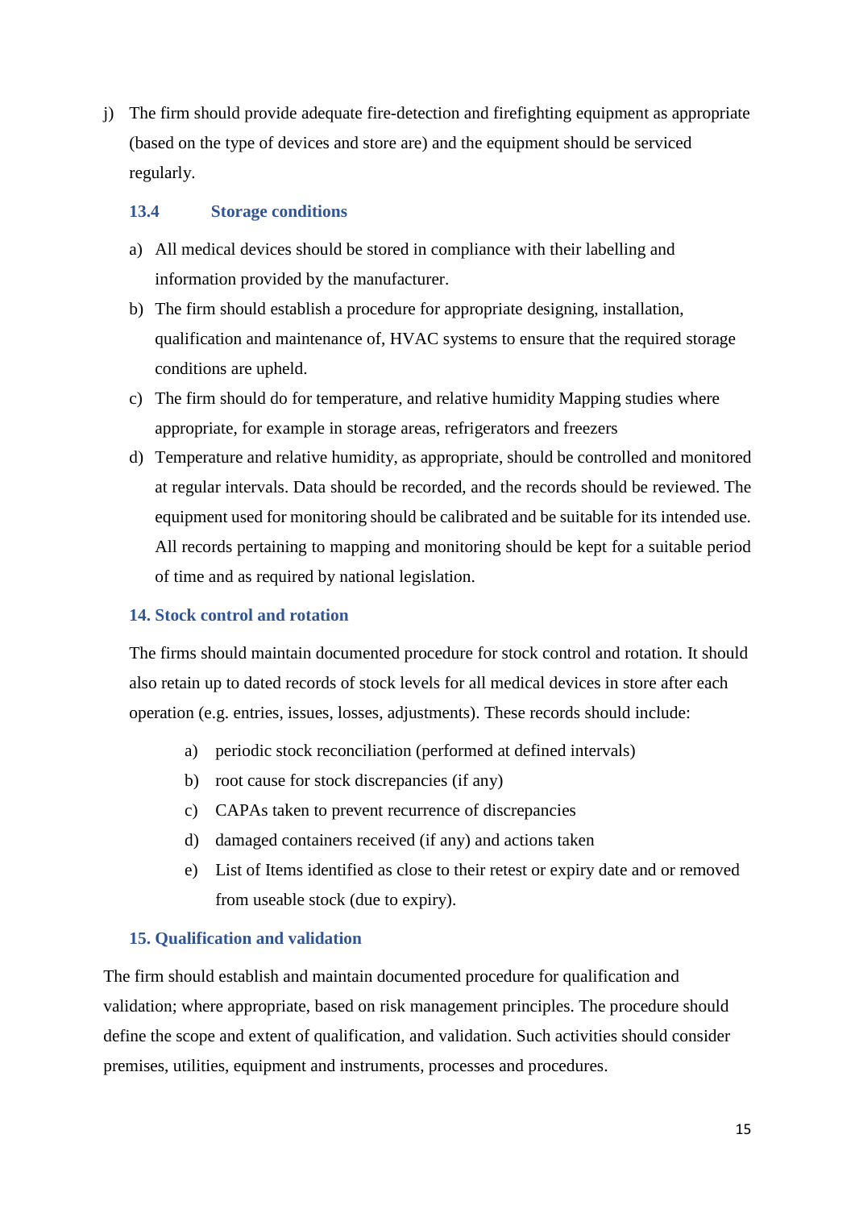j) The firm should provide adequate fire-detection and firefighting equipment as appropriate (based on the type of devices and store are) and the equipment should be serviced regularly.

### 13.4 Storage conditions

a) All medical devices should be stored in compliance with their labelling and information provided by the manufacturer.

b) The firm should establish a procedure for appropriate designing, installation, qualification and maintenance of, HVAC systems to ensure that the required storage conditions are upheld.

c) The firm should do for temperature, and relative humidity Mapping studies where appropriate, for example in storage areas, refrigerators and freezers

d) Temperature and relative humidity, as appropriate, should be controlled and monitored at regular intervals. Data should be recorded, and the records should be reviewed. The equipment used for monitoring should be calibrated and be suitable for its intended use. All records pertaining to mapping and monitoring should be kept for a suitable period of time and as required by national legislation.

## 14. Stock control and rotation

The firms should maintain documented procedure for stock control and rotation. It should also retain up to dated records of stock levels for all medical devices in store after each operation (e.g. entries, issues, losses, adjustments). These records should include:

a) periodic stock reconciliation (performed at defined intervals)

b) root cause for stock discrepancies (if any)

c) CAPAs taken to prevent recurrence of discrepancies

d) damaged containers received (if any) and actions taken

e) List of Items identified as close to their retest or expiry date and or removed from useable stock (due to expiry).

## 15. Qualification and validation

The firm should establish and maintain documented procedure for qualification and validation; where appropriate, based on risk management principles. The procedure should define the scope and extent of qualification, and validation. Such activities should consider premises, utilities, equipment and instruments, processes and procedures.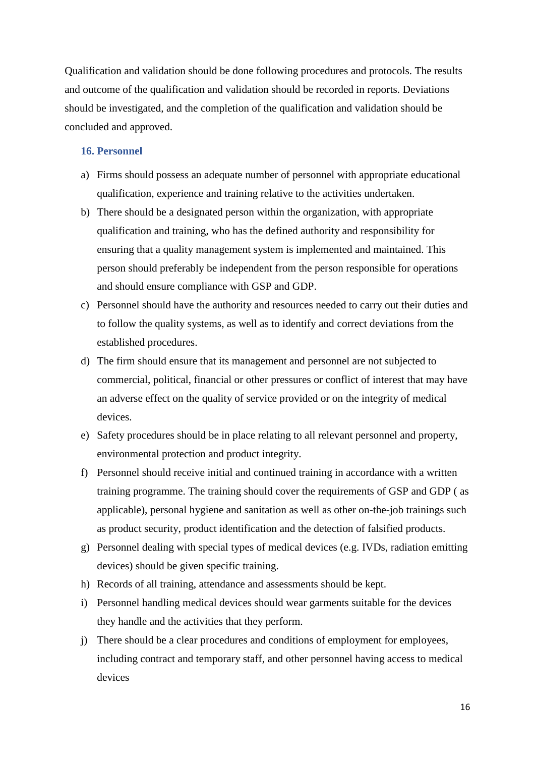Qualification and validation should be done following procedures and protocols. The results and outcome of the qualification and validation should be recorded in reports. Deviations should be investigated, and the completion of the qualification and validation should be concluded and approved.

### 16. Personnel

a) Firms should possess an adequate number of personnel with appropriate educational qualification, experience and training relative to the activities undertaken.

b) There should be a designated person within the organization, with appropriate qualification and training, who has the defined authority and responsibility for ensuring that a quality management system is implemented and maintained. This person should preferably be independent from the person responsible for operations and should ensure compliance with GSP and GDP.

c) Personnel should have the authority and resources needed to carry out their duties and to follow the quality systems, as well as to identify and correct deviations from the established procedures.

d) The firm should ensure that its management and personnel are not subjected to commercial, political, financial or other pressures or conflict of interest that may have an adverse effect on the quality of service provided or on the integrity of medical devices.

e) Safety procedures should be in place relating to all relevant personnel and property, environmental protection and product integrity.

f) Personnel should receive initial and continued training in accordance with a written training programme. The training should cover the requirements of GSP and GDP ( as applicable), personal hygiene and sanitation as well as other on-the-job trainings such as product security, product identification and the detection of falsified products.

g) Personnel dealing with special types of medical devices (e.g. IVDs, radiation emitting devices) should be given specific training.

h) Records of all training, attendance and assessments should be kept.

i) Personnel handling medical devices should wear garments suitable for the devices they handle and the activities that they perform.

j) There should be a clear procedures and conditions of employment for employees, including contract and temporary staff, and other personnel having access to medical devices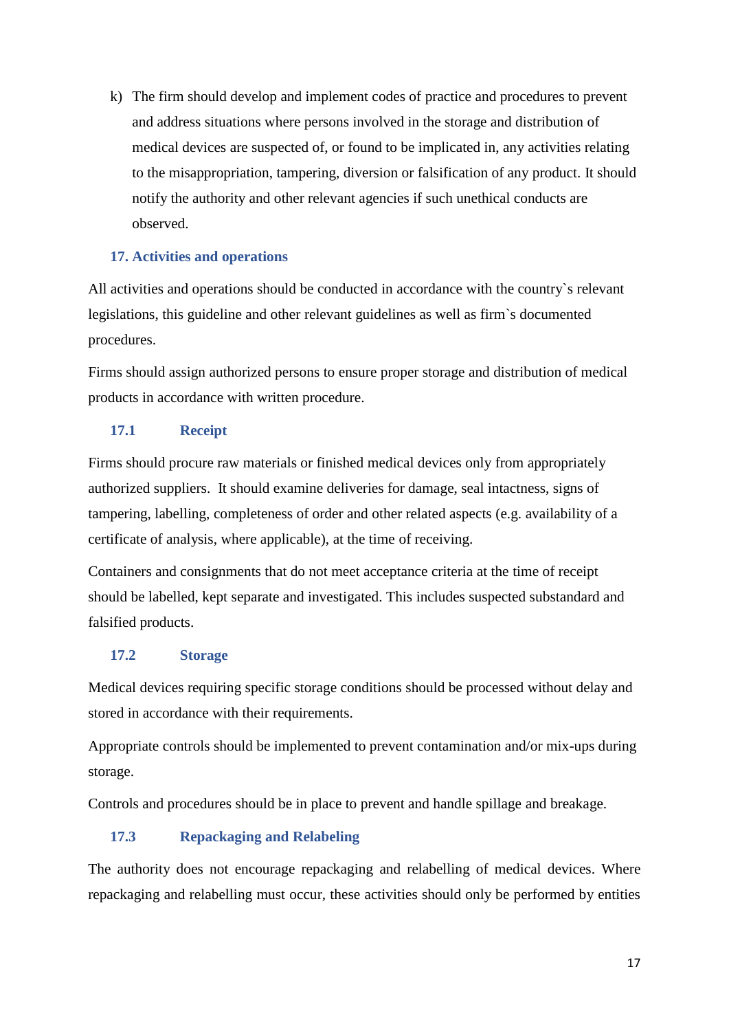k) The firm should develop and implement codes of practice and procedures to prevent and address situations where persons involved in the storage and distribution of medical devices are suspected of, or found to be implicated in, any activities relating to the misappropriation, tampering, diversion or falsification of any product. It should notify the authority and other relevant agencies if such unethical conducts are observed.

## 17. Activities and operations

All activities and operations should be conducted in accordance with the country`s relevant legislations, this guideline and other relevant guidelines as well as firm`s documented procedures.

Firms should assign authorized persons to ensure proper storage and distribution of medical products in accordance with written procedure.

### 17.1 Receipt

Firms should procure raw materials or finished medical devices only from appropriately authorized suppliers. It should examine deliveries for damage, seal intactness, signs of tampering, labelling, completeness of order and other related aspects (e.g. availability of a certificate of analysis, where applicable), at the time of receiving.

Containers and consignments that do not meet acceptance criteria at the time of receipt should be labelled, kept separate and investigated. This includes suspected substandard and falsified products.

### 17.2 Storage

Medical devices requiring specific storage conditions should be processed without delay and stored in accordance with their requirements.

Appropriate controls should be implemented to prevent contamination and/or mix-ups during storage.

Controls and procedures should be in place to prevent and handle spillage and breakage.

### 17.3 Repackaging and Relabeling

The authority does not encourage repackaging and relabelling of medical devices. Where repackaging and relabelling must occur, these activities should only be performed by entities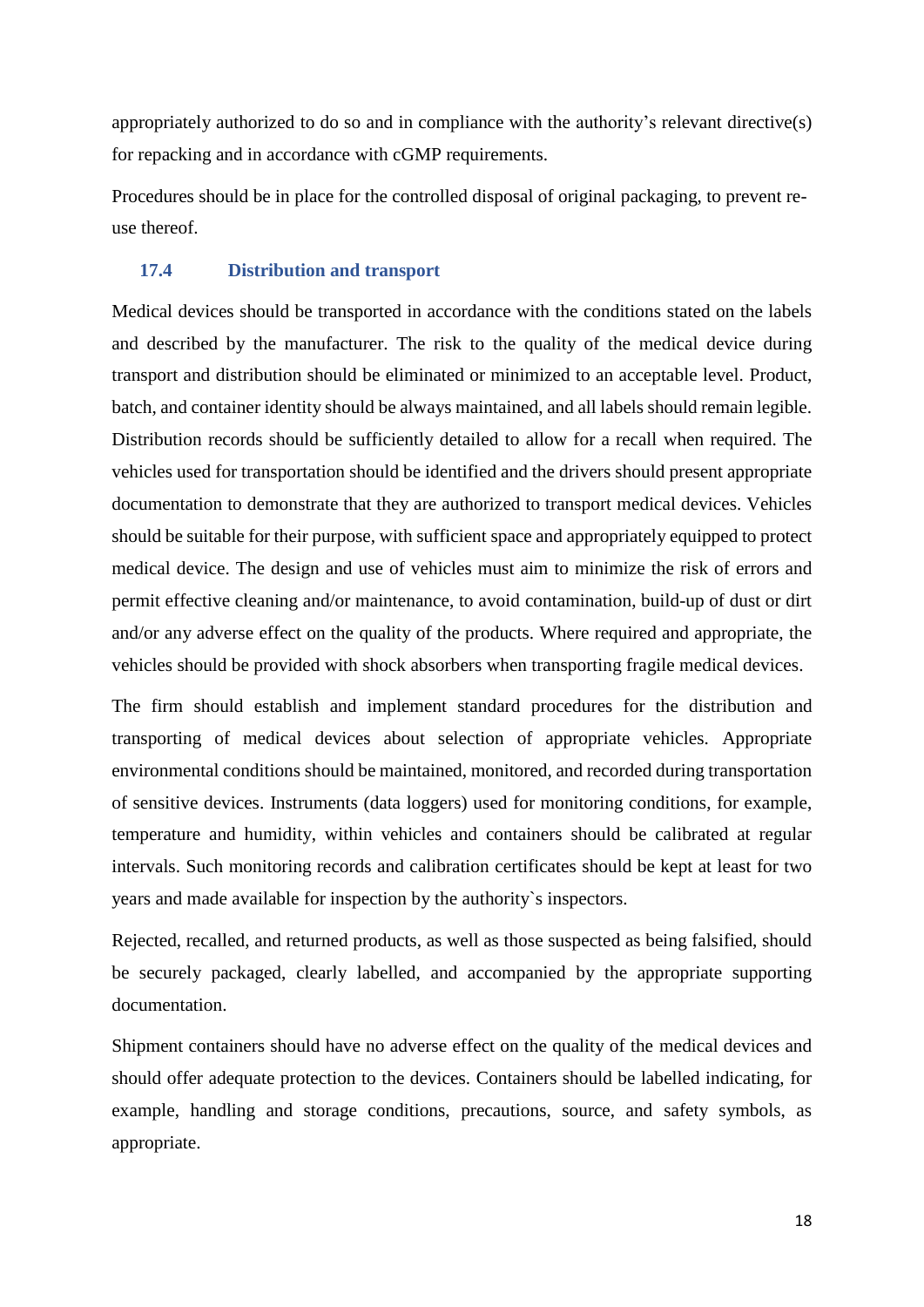appropriately authorized to do so and in compliance with the authority's relevant directive(s) for repacking and in accordance with cGMP requirements.

Procedures should be in place for the controlled disposal of original packaging, to prevent re-use thereof.

### 17.4 Distribution and transport

Medical devices should be transported in accordance with the conditions stated on the labels and described by the manufacturer. The risk to the quality of the medical device during transport and distribution should be eliminated or minimized to an acceptable level. Product, batch, and container identity should be always maintained, and all labels should remain legible. Distribution records should be sufficiently detailed to allow for a recall when required. The vehicles used for transportation should be identified and the drivers should present appropriate documentation to demonstrate that they are authorized to transport medical devices. Vehicles should be suitable for their purpose, with sufficient space and appropriately equipped to protect medical device. The design and use of vehicles must aim to minimize the risk of errors and permit effective cleaning and/or maintenance, to avoid contamination, build-up of dust or dirt and/or any adverse effect on the quality of the products. Where required and appropriate, the vehicles should be provided with shock absorbers when transporting fragile medical devices.

The firm should establish and implement standard procedures for the distribution and transporting of medical devices about selection of appropriate vehicles. Appropriate environmental conditions should be maintained, monitored, and recorded during transportation of sensitive devices. Instruments (data loggers) used for monitoring conditions, for example, temperature and humidity, within vehicles and containers should be calibrated at regular intervals. Such monitoring records and calibration certificates should be kept at least for two years and made available for inspection by the authority`s inspectors.

Rejected, recalled, and returned products, as well as those suspected as being falsified, should be securely packaged, clearly labelled, and accompanied by the appropriate supporting documentation.

Shipment containers should have no adverse effect on the quality of the medical devices and should offer adequate protection to the devices. Containers should be labelled indicating, for example, handling and storage conditions, precautions, source, and safety symbols, as appropriate.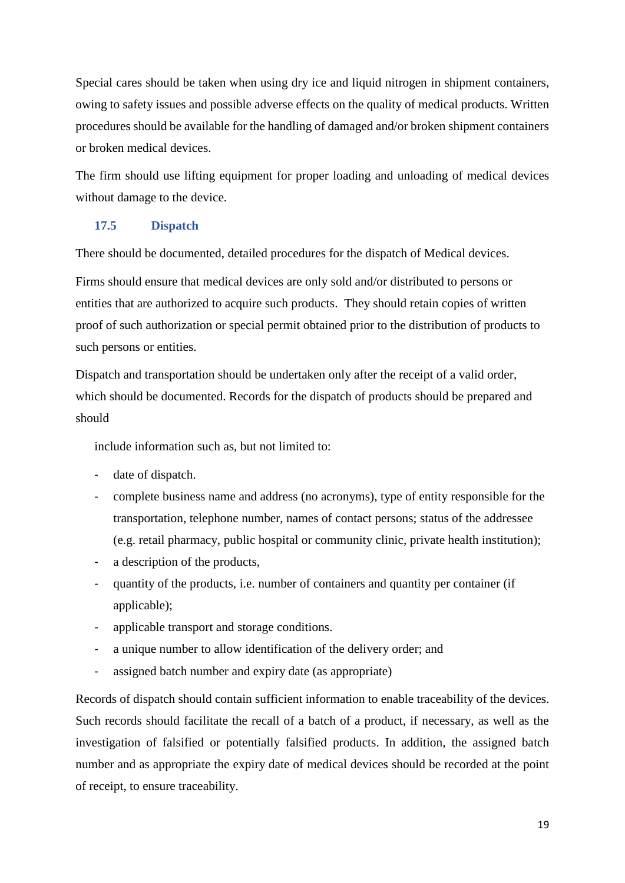Special cares should be taken when using dry ice and liquid nitrogen in shipment containers, owing to safety issues and possible adverse effects on the quality of medical products. Written procedures should be available for the handling of damaged and/or broken shipment containers or broken medical devices.

The firm should use lifting equipment for proper loading and unloading of medical devices without damage to the device.

### 17.5 Dispatch

There should be documented, detailed procedures for the dispatch of Medical devices.

Firms should ensure that medical devices are only sold and/or distributed to persons or entities that are authorized to acquire such products. They should retain copies of written proof of such authorization or special permit obtained prior to the distribution of products to such persons or entities.

Dispatch and transportation should be undertaken only after the receipt of a valid order, which should be documented. Records for the dispatch of products should be prepared and should

include information such as, but not limited to:

- date of dispatch.
- complete business name and address (no acronyms), type of entity responsible for the transportation, telephone number, names of contact persons; status of the addressee (e.g. retail pharmacy, public hospital or community clinic, private health institution);
- a description of the products,
- quantity of the products, i.e. number of containers and quantity per container (if applicable);
- applicable transport and storage conditions.
- a unique number to allow identification of the delivery order; and
- assigned batch number and expiry date (as appropriate)

Records of dispatch should contain sufficient information to enable traceability of the devices. Such records should facilitate the recall of a batch of a product, if necessary, as well as the investigation of falsified or potentially falsified products. In addition, the assigned batch number and as appropriate the expiry date of medical devices should be recorded at the point of receipt, to ensure traceability.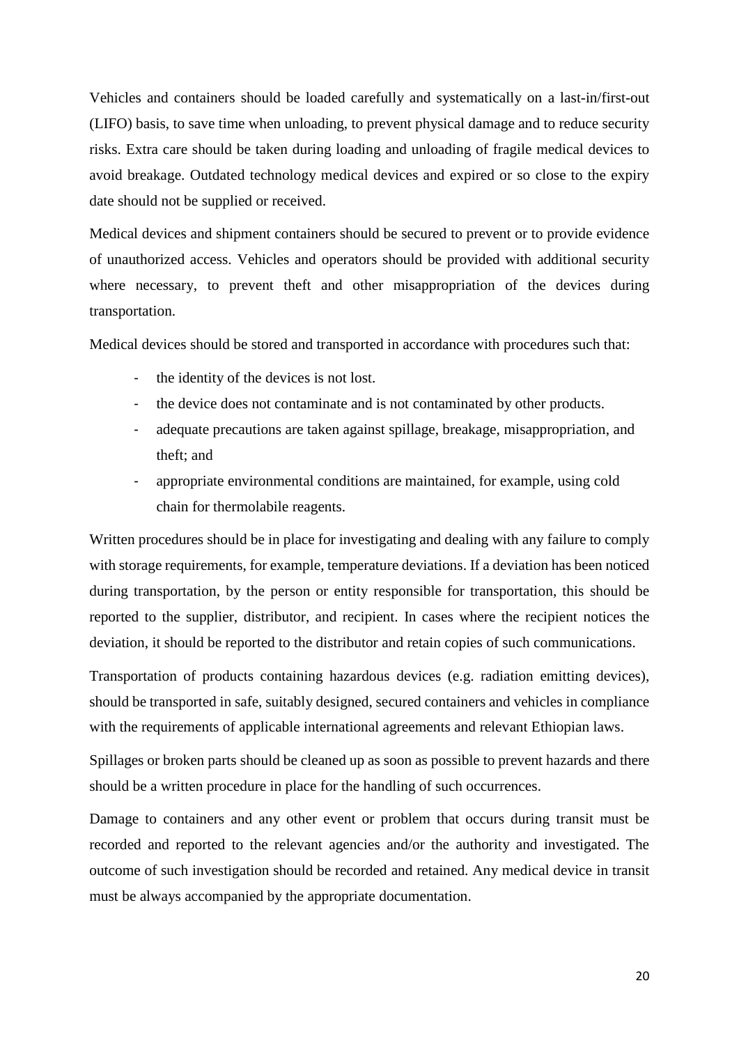Vehicles and containers should be loaded carefully and systematically on a last-in/first-out (LIFO) basis, to save time when unloading, to prevent physical damage and to reduce security risks. Extra care should be taken during loading and unloading of fragile medical devices to avoid breakage. Outdated technology medical devices and expired or so close to the expiry date should not be supplied or received.

Medical devices and shipment containers should be secured to prevent or to provide evidence of unauthorized access. Vehicles and operators should be provided with additional security where necessary, to prevent theft and other misappropriation of the devices during transportation.

Medical devices should be stored and transported in accordance with procedures such that:

- the identity of the devices is not lost.
- the device does not contaminate and is not contaminated by other products.
- adequate precautions are taken against spillage, breakage, misappropriation, and theft; and
- appropriate environmental conditions are maintained, for example, using cold chain for thermolabile reagents.

Written procedures should be in place for investigating and dealing with any failure to comply with storage requirements, for example, temperature deviations. If a deviation has been noticed during transportation, by the person or entity responsible for transportation, this should be reported to the supplier, distributor, and recipient. In cases where the recipient notices the deviation, it should be reported to the distributor and retain copies of such communications.

Transportation of products containing hazardous devices (e.g. radiation emitting devices), should be transported in safe, suitably designed, secured containers and vehicles in compliance with the requirements of applicable international agreements and relevant Ethiopian laws.

Spillages or broken parts should be cleaned up as soon as possible to prevent hazards and there should be a written procedure in place for the handling of such occurrences.

Damage to containers and any other event or problem that occurs during transit must be recorded and reported to the relevant agencies and/or the authority and investigated. The outcome of such investigation should be recorded and retained. Any medical device in transit must be always accompanied by the appropriate documentation.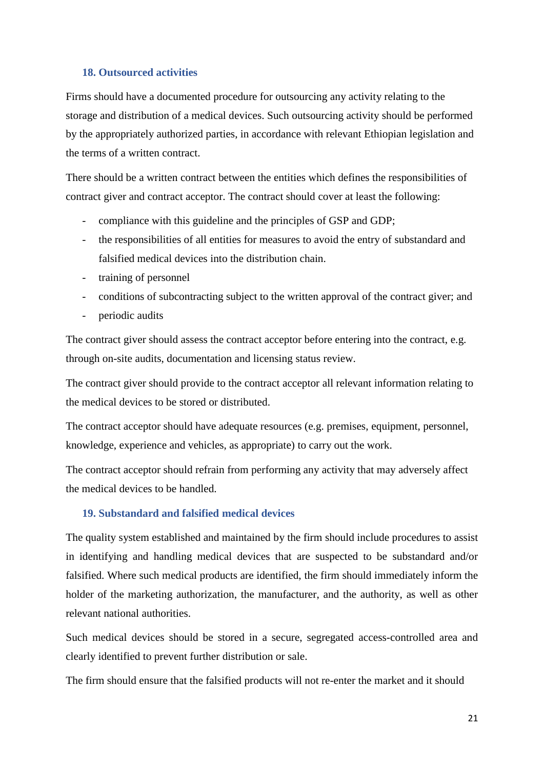## 18. Outsourced activities

Firms should have a documented procedure for outsourcing any activity relating to the storage and distribution of a medical devices. Such outsourcing activity should be performed by the appropriately authorized parties, in accordance with relevant Ethiopian legislation and the terms of a written contract.

There should be a written contract between the entities which defines the responsibilities of contract giver and contract acceptor. The contract should cover at least the following:

- compliance with this guideline and the principles of GSP and GDP;
- the responsibilities of all entities for measures to avoid the entry of substandard and falsified medical devices into the distribution chain.
- training of personnel
- conditions of subcontracting subject to the written approval of the contract giver; and
- periodic audits

The contract giver should assess the contract acceptor before entering into the contract, e.g. through on-site audits, documentation and licensing status review.

The contract giver should provide to the contract acceptor all relevant information relating to the medical devices to be stored or distributed.

The contract acceptor should have adequate resources (e.g. premises, equipment, personnel, knowledge, experience and vehicles, as appropriate) to carry out the work.

The contract acceptor should refrain from performing any activity that may adversely affect the medical devices to be handled.

## 19. Substandard and falsified medical devices

The quality system established and maintained by the firm should include procedures to assist in identifying and handling medical devices that are suspected to be substandard and/or falsified. Where such medical products are identified, the firm should immediately inform the holder of the marketing authorization, the manufacturer, and the authority, as well as other relevant national authorities.

Such medical devices should be stored in a secure, segregated access-controlled area and clearly identified to prevent further distribution or sale.

The firm should ensure that the falsified products will not re-enter the market and it should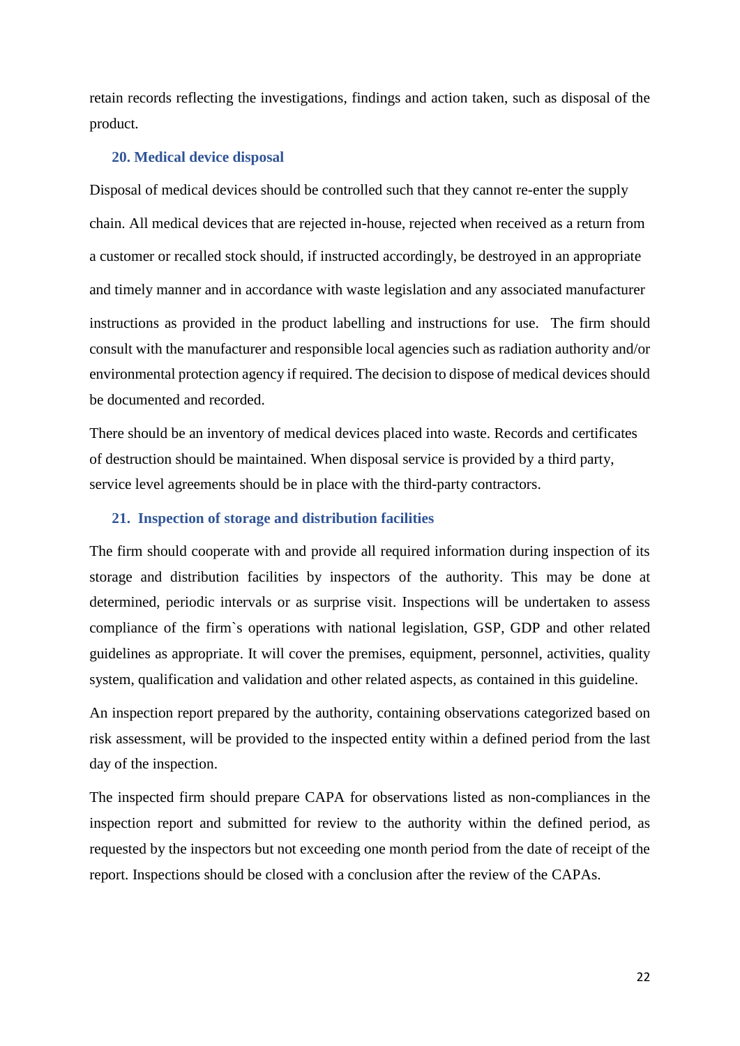retain records reflecting the investigations, findings and action taken, such as disposal of the product.

## 20. Medical device disposal

Disposal of medical devices should be controlled such that they cannot re-enter the supply chain. All medical devices that are rejected in-house, rejected when received as a return from a customer or recalled stock should, if instructed accordingly, be destroyed in an appropriate and timely manner and in accordance with waste legislation and any associated manufacturer instructions as provided in the product labelling and instructions for use. The firm should consult with the manufacturer and responsible local agencies such as radiation authority and/or environmental protection agency if required. The decision to dispose of medical devices should be documented and recorded.

There should be an inventory of medical devices placed into waste. Records and certificates of destruction should be maintained. When disposal service is provided by a third party, service level agreements should be in place with the third-party contractors.

## 21. Inspection of storage and distribution facilities

The firm should cooperate with and provide all required information during inspection of its storage and distribution facilities by inspectors of the authority. This may be done at determined, periodic intervals or as surprise visit. Inspections will be undertaken to assess compliance of the firm`s operations with national legislation, GSP, GDP and other related guidelines as appropriate. It will cover the premises, equipment, personnel, activities, quality system, qualification and validation and other related aspects, as contained in this guideline.

An inspection report prepared by the authority, containing observations categorized based on risk assessment, will be provided to the inspected entity within a defined period from the last day of the inspection.

The inspected firm should prepare CAPA for observations listed as non-compliances in the inspection report and submitted for review to the authority within the defined period, as requested by the inspectors but not exceeding one month period from the date of receipt of the report. Inspections should be closed with a conclusion after the review of the CAPAs.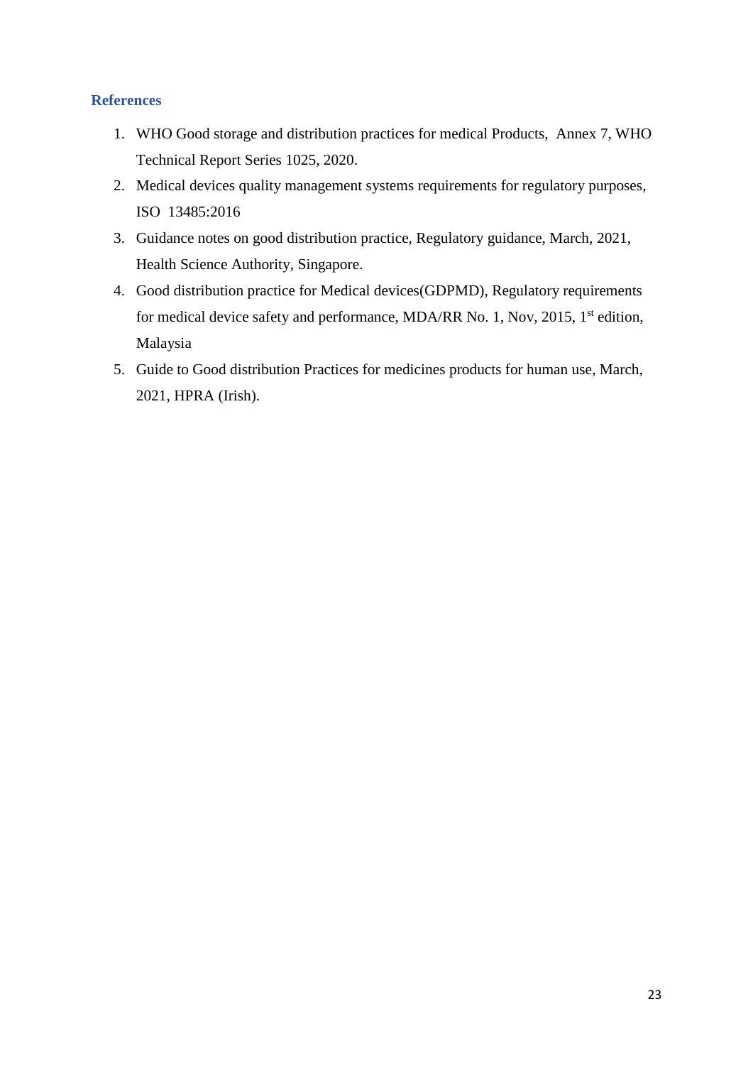## References

1. WHO Good storage and distribution practices for medical Products, Annex 7, WHO Technical Report Series 1025, 2020.
2. Medical devices quality management systems requirements for regulatory purposes, ISO 13485:2016
3. Guidance notes on good distribution practice, Regulatory guidance, March, 2021, Health Science Authority, Singapore.
4. Good distribution practice for Medical devices(GDPMD), Regulatory requirements for medical device safety and performance, MDA/RR No. 1, Nov, 2015, 1st edition, Malaysia
5. Guide to Good distribution Practices for medicines products for human use, March, 2021, HPRA (Irish).